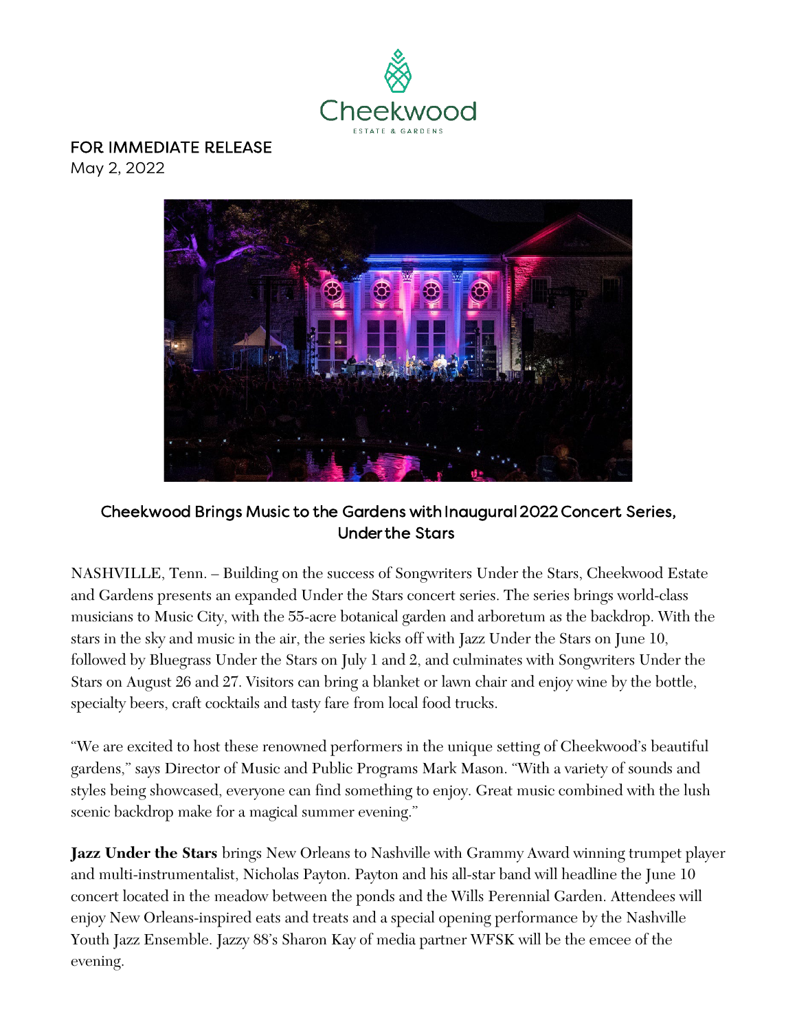FOR IMMEDIATE RELEASE
May 2, 2022

## Cheekwood Brings Music to the Gardens with Inaugural 2022 Concert Series, Under the Stars

NASHVILLE, Tenn. – Building on the success of Songwriters Under the Stars, Cheekwood Estate and Gardens presents an expanded Under the Stars concert series. The series brings world-class musicians to Music City, with the 55-acre botanical garden and arboretum as the backdrop. With the stars in the sky and music in the air, the series kicks off with Jazz Under the Stars on June 10, followed by Bluegrass Under the Stars on July 1 and 2, and culminates with Songwriters Under the Stars on August 26 and 27. Visitors can bring a blanket or lawn chair and enjoy wine by the bottle, specialty beers, craft cocktails and tasty fare from local food trucks.

"We are excited to host these renowned performers in the unique setting of Cheekwood's beautiful gardens," says Director of Music and Public Programs Mark Mason. "With a variety of sounds and styles being showcased, everyone can find something to enjoy. Great music combined with the lush scenic backdrop make for a magical summer evening."

**Jazz Under the Stars** brings New Orleans to Nashville with Grammy Award winning trumpet player and multi-instrumentalist, Nicholas Payton. Payton and his all-star band will headline the June 10 concert located in the meadow between the ponds and the Wills Perennial Garden. Attendees will enjoy New Orleans-inspired eats and treats and a special opening performance by the Nashville Youth Jazz Ensemble. Jazzy 88's Sharon Kay of media partner WFSK will be the emcee of the evening.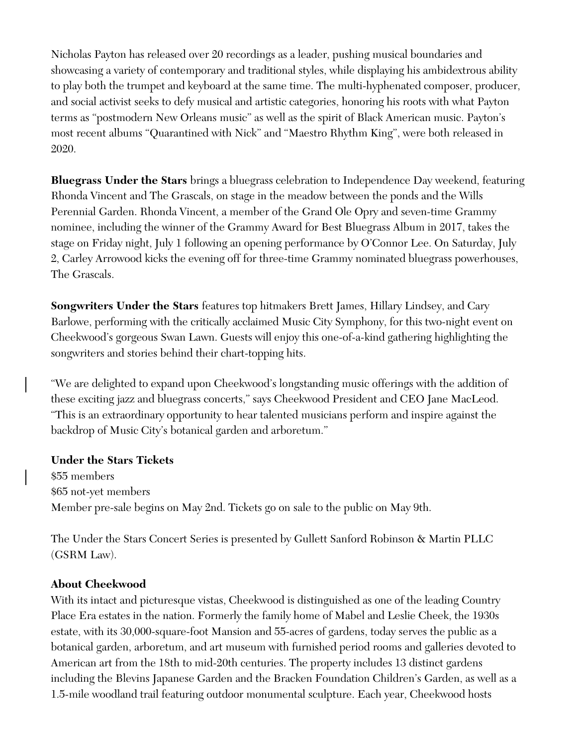Nicholas Payton has released over 20 recordings as a leader, pushing musical boundaries and showcasing a variety of contemporary and traditional styles, while displaying his ambidextrous ability to play both the trumpet and keyboard at the same time. The multi-hyphenated composer, producer, and social activist seeks to defy musical and artistic categories, honoring his roots with what Payton terms as "postmodern New Orleans music" as well as the spirit of Black American music. Payton's most recent albums "Quarantined with Nick" and "Maestro Rhythm King", were both released in 2020.

**Bluegrass Under the Stars** brings a bluegrass celebration to Independence Day weekend, featuring Rhonda Vincent and The Grascals, on stage in the meadow between the ponds and the Wills Perennial Garden. Rhonda Vincent, a member of the Grand Ole Opry and seven-time Grammy nominee, including the winner of the Grammy Award for Best Bluegrass Album in 2017, takes the stage on Friday night, July 1 following an opening performance by O'Connor Lee. On Saturday, July 2, Carley Arrowood kicks the evening off for three-time Grammy nominated bluegrass powerhouses, The Grascals.

**Songwriters Under the Stars** features top hitmakers Brett James, Hillary Lindsey, and Cary Barlowe, performing with the critically acclaimed Music City Symphony, for this two-night event on Cheekwood's gorgeous Swan Lawn. Guests will enjoy this one-of-a-kind gathering highlighting the songwriters and stories behind their chart-topping hits.

"We are delighted to expand upon Cheekwood's longstanding music offerings with the addition of these exciting jazz and bluegrass concerts," says Cheekwood President and CEO Jane MacLeod. "This is an extraordinary opportunity to hear talented musicians perform and inspire against the backdrop of Music City's botanical garden and arboretum."

**Under the Stars Tickets**

$55 members
$65 not-yet members
Member pre-sale begins on May 2nd. Tickets go on sale to the public on May 9th.

The Under the Stars Concert Series is presented by Gullett Sanford Robinson & Martin PLLC (GSRM Law).

**About Cheekwood**

With its intact and picturesque vistas, Cheekwood is distinguished as one of the leading Country Place Era estates in the nation. Formerly the family home of Mabel and Leslie Cheek, the 1930s estate, with its 30,000-square-foot Mansion and 55-acres of gardens, today serves the public as a botanical garden, arboretum, and art museum with furnished period rooms and galleries devoted to American art from the 18th to mid-20th centuries. The property includes 13 distinct gardens including the Blevins Japanese Garden and the Bracken Foundation Children's Garden, as well as a 1.5-mile woodland trail featuring outdoor monumental sculpture. Each year, Cheekwood hosts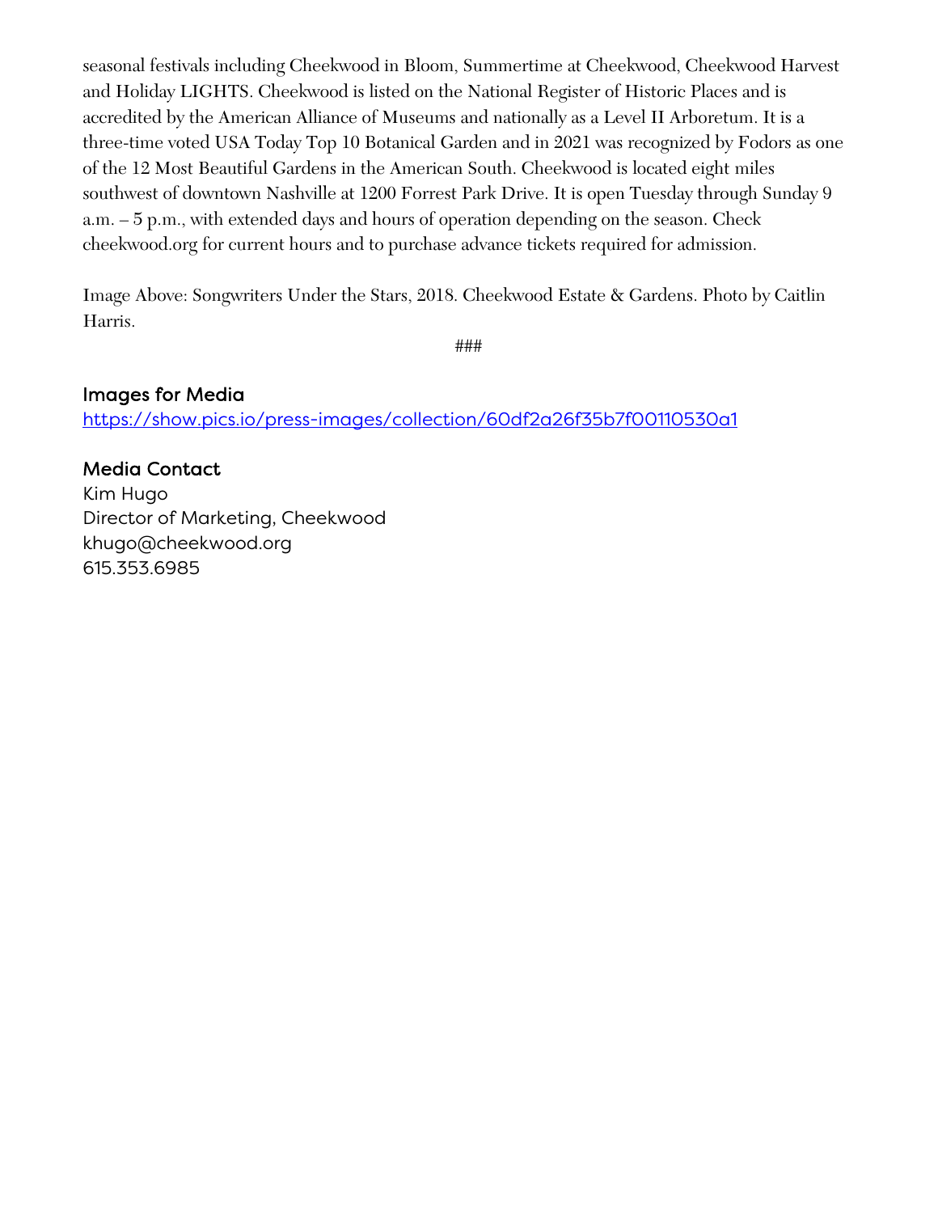seasonal festivals including Cheekwood in Bloom, Summertime at Cheekwood, Cheekwood Harvest and Holiday LIGHTS. Cheekwood is listed on the National Register of Historic Places and is accredited by the American Alliance of Museums and nationally as a Level II Arboretum. It is a three-time voted USA Today Top 10 Botanical Garden and in 2021 was recognized by Fodors as one of the 12 Most Beautiful Gardens in the American South. Cheekwood is located eight miles southwest of downtown Nashville at 1200 Forrest Park Drive. It is open Tuesday through Sunday 9 a.m. – 5 p.m., with extended days and hours of operation depending on the season. Check cheekwood.org for current hours and to purchase advance tickets required for admission.

Image Above: Songwriters Under the Stars, 2018. Cheekwood Estate & Gardens. Photo by Caitlin Harris.

###

## Images for Media

https://show.pics.io/press-images/collection/60df2a26f35b7f00110530a1

## Media Contact

Kim Hugo
Director of Marketing, Cheekwood
khugo@cheekwood.org
615.353.6985